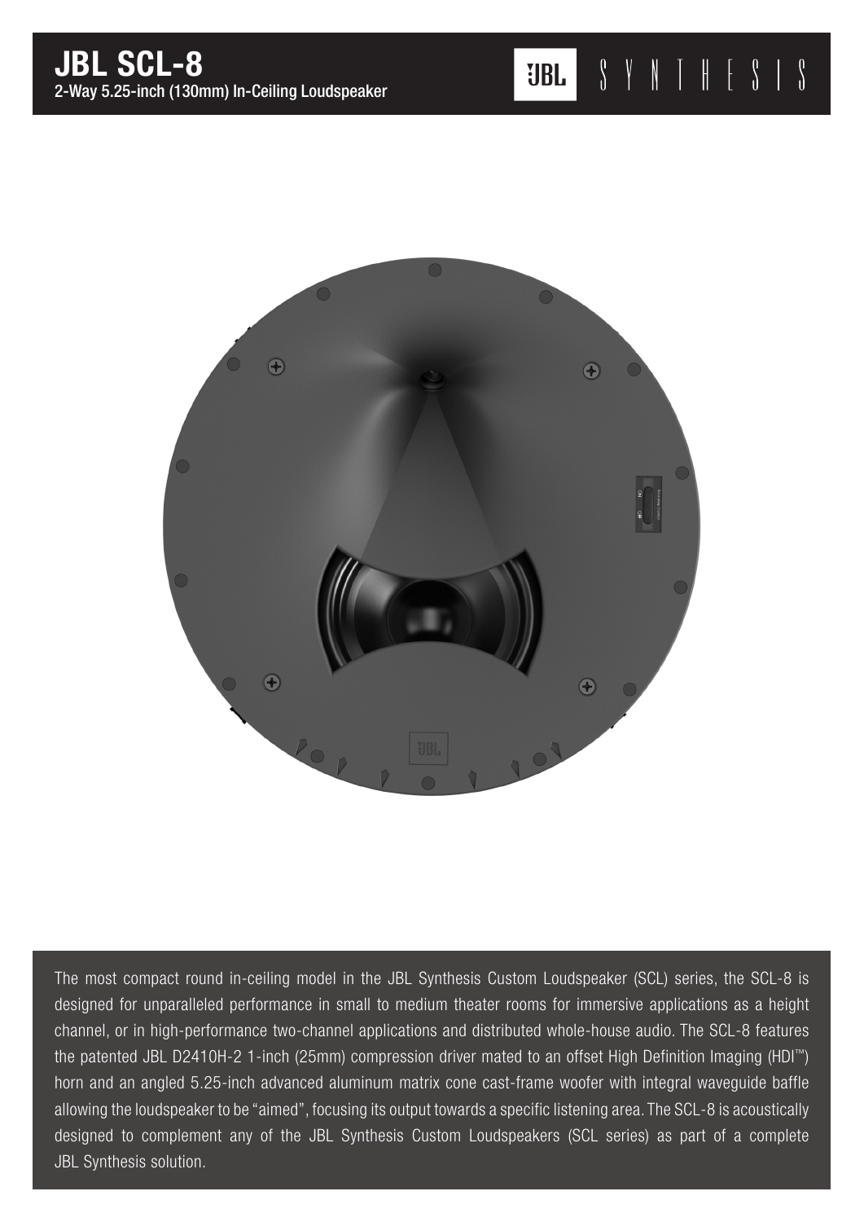# JBL SCL-8

2-Way 5.25-inch (130mm) In-Ceiling Loudspeaker

JBL SYNTHESIS

The most compact round in-ceiling model in the JBL Synthesis Custom Loudspeaker (SCL) series, the SCL-8 is designed for unparalleled performance in small to medium theater rooms for immersive applications as a height channel, or in high-performance two-channel applications and distributed whole-house audio. The SCL-8 features the patented JBL D2410H-2 1-inch (25mm) compression driver mated to an offset High Definition Imaging (HDI™) horn and an angled 5.25-inch advanced aluminum matrix cone cast-frame woofer with integral waveguide baffle allowing the loudspeaker to be "aimed", focusing its output towards a specific listening area. The SCL-8 is acoustically designed to complement any of the JBL Synthesis Custom Loudspeakers (SCL series) as part of a complete JBL Synthesis solution.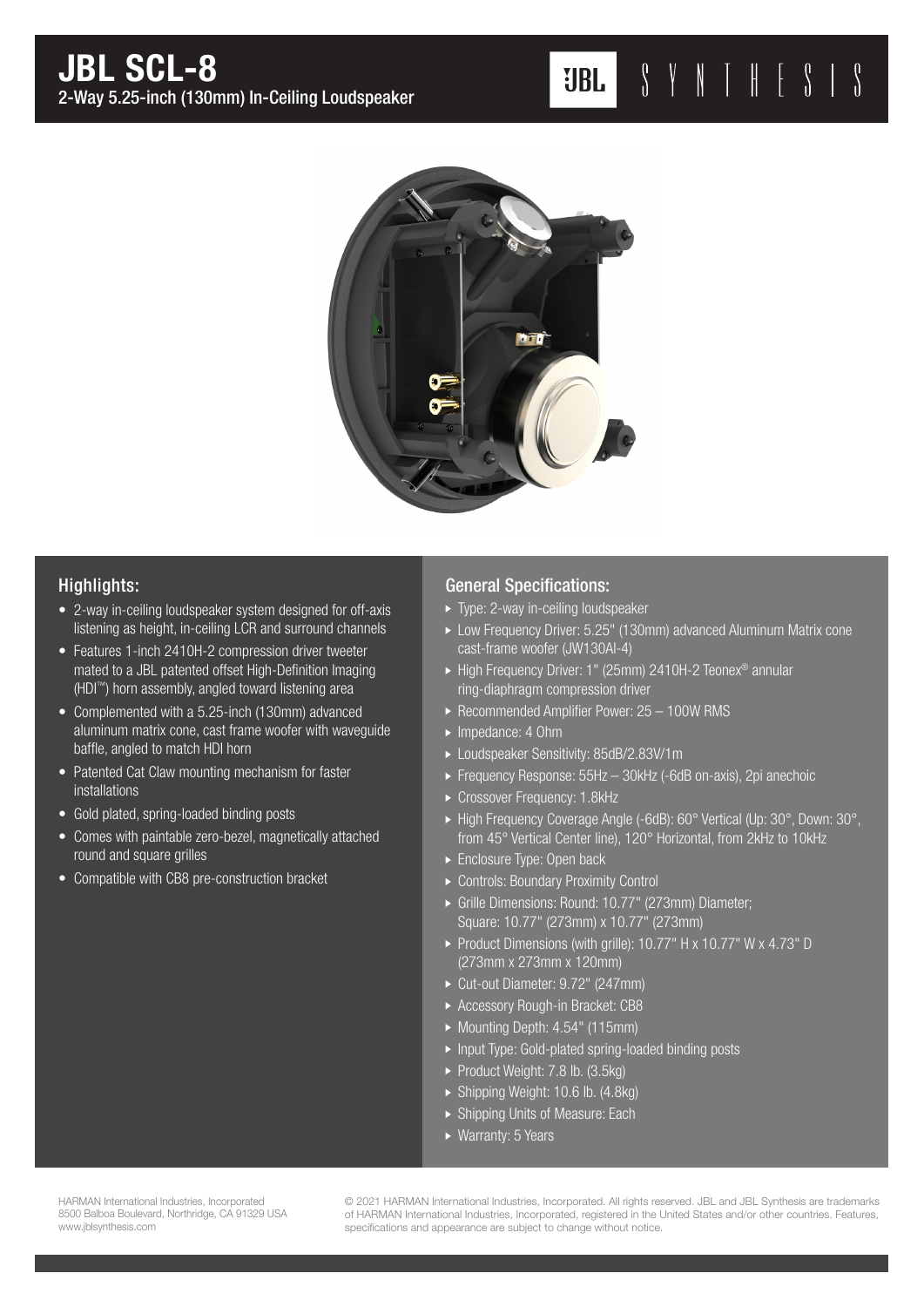# JBL SCL-8

2-Way 5.25-inch (130mm) In-Ceiling Loudspeaker

JBL SYNTHESIS

## Highlights:

- 2-way in-ceiling loudspeaker system designed for off-axis listening as height, in-ceiling LCR and surround channels
- Features 1-inch 2410H-2 compression driver tweeter mated to a JBL patented offset High-Definition Imaging (HDI™) horn assembly, angled toward listening area
- Complemented with a 5.25-inch (130mm) advanced aluminum matrix cone, cast frame woofer with waveguide baffle, angled to match HDI horn
- Patented Cat Claw mounting mechanism for faster installations
- Gold plated, spring-loaded binding posts
- Comes with paintable zero-bezel, magnetically attached round and square grilles
- Compatible with CB8 pre-construction bracket

## General Specifications:

- Type: 2-way in-ceiling loudspeaker
- Low Frequency Driver: 5.25" (130mm) advanced Aluminum Matrix cone cast-frame woofer (JW130Al-4)
- High Frequency Driver: 1" (25mm) 2410H-2 Teonex® annular ring-diaphragm compression driver
- Recommended Amplifier Power: 25 – 100W RMS
- Impedance: 4 Ohm
- Loudspeaker Sensitivity: 85dB/2.83V/1m
- Frequency Response: 55Hz – 30kHz (-6dB on-axis), 2pi anechoic
- Crossover Frequency: 1.8kHz
- High Frequency Coverage Angle (-6dB): 60° Vertical (Up: 30°, Down: 30°, from 45° Vertical Center line), 120° Horizontal, from 2kHz to 10kHz
- Enclosure Type: Open back
- Controls: Boundary Proximity Control
- Grille Dimensions: Round: 10.77" (273mm) Diameter; Square: 10.77" (273mm) x 10.77" (273mm)
- Product Dimensions (with grille): 10.77" H x 10.77" W x 4.73" D (273mm x 273mm x 120mm)
- Cut-out Diameter: 9.72" (247mm)
- Accessory Rough-in Bracket: CB8
- Mounting Depth: 4.54" (115mm)
- Input Type: Gold-plated spring-loaded binding posts
- Product Weight: 7.8 lb. (3.5kg)
- Shipping Weight: 10.6 lb. (4.8kg)
- Shipping Units of Measure: Each
- Warranty: 5 Years

HARMAN International Industries, Incorporated
8500 Balboa Boulevard, Northridge, CA 91329 USA
www.jblsynthesis.com

© 2021 HARMAN International Industries, Incorporated. All rights reserved. JBL and JBL Synthesis are trademarks of HARMAN International Industries, Incorporated, registered in the United States and/or other countries. Features, specifications and appearance are subject to change without notice.